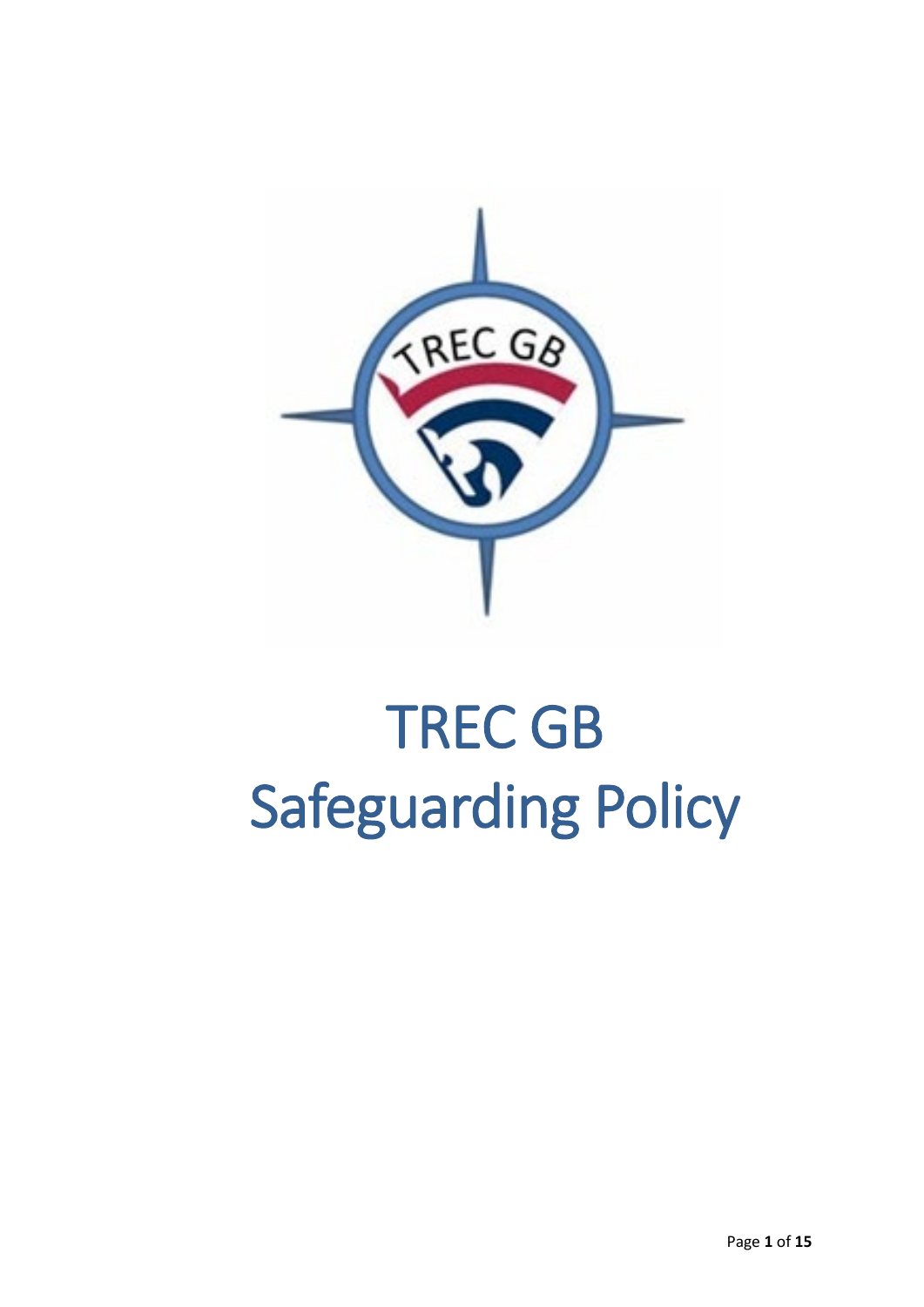# TREC GB
# Safeguarding Policy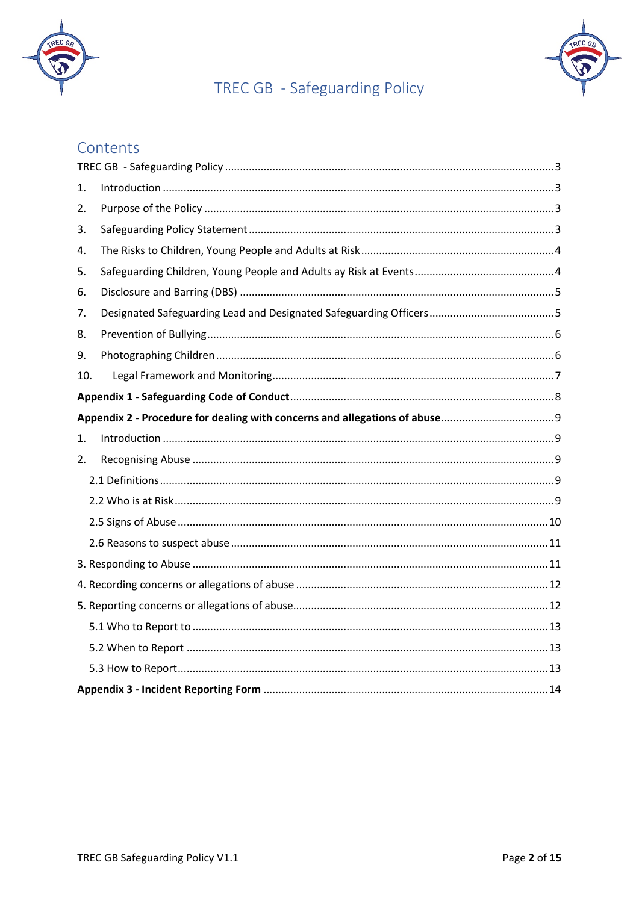# Contents

TREC GB - Safeguarding Policy ..... 3

1. Introduction ..... 3
2. Purpose of the Policy ..... 3
3. Safeguarding Policy Statement ..... 3
4. The Risks to Children, Young People and Adults at Risk ..... 4
5. Safeguarding Children, Young People and Adults ay Risk at Events ..... 4
6. Disclosure and Barring (DBS) ..... 5
7. Designated Safeguarding Lead and Designated Safeguarding Officers ..... 5
8. Prevention of Bullying ..... 6
9. Photographing Children ..... 6
10. Legal Framework and Monitoring ..... 7

**Appendix 1 - Safeguarding Code of Conduct** ..... 8

**Appendix 2 - Procedure for dealing with concerns and allegations of abuse** ..... 9

1. Introduction ..... 9
2. Recognising Abuse ..... 9
   - 2.1 Definitions ..... 9
   - 2.2 Who is at Risk ..... 9
   - 2.5 Signs of Abuse ..... 10
   - 2.6 Reasons to suspect abuse ..... 11

3. Responding to Abuse ..... 11

4. Recording concerns or allegations of abuse ..... 12

5. Reporting concerns or allegations of abuse ..... 12
   - 5.1 Who to Report to ..... 13
   - 5.2 When to Report ..... 13
   - 5.3 How to Report ..... 13

**Appendix 3 - Incident Reporting Form** ..... 14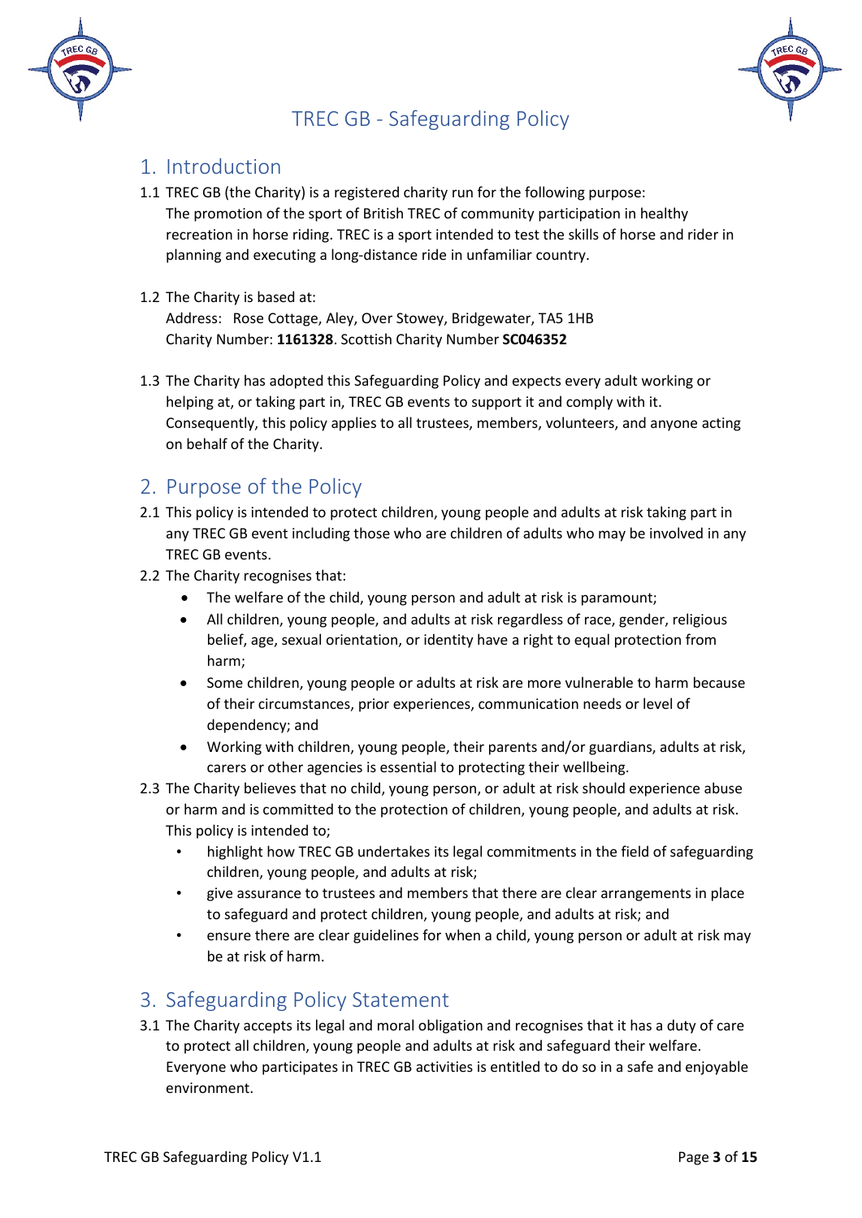# TREC GB - Safeguarding Policy

## 1. Introduction

1.1 TREC GB (the Charity) is a registered charity run for the following purpose:
The promotion of the sport of British TREC of community participation in healthy recreation in horse riding. TREC is a sport intended to test the skills of horse and rider in planning and executing a long-distance ride in unfamiliar country.

1.2 The Charity is based at:
Address: Rose Cottage, Aley, Over Stowey, Bridgewater, TA5 1HB
Charity Number: **1161328**. Scottish Charity Number **SC046352**

1.3 The Charity has adopted this Safeguarding Policy and expects every adult working or helping at, or taking part in, TREC GB events to support it and comply with it. Consequently, this policy applies to all trustees, members, volunteers, and anyone acting on behalf of the Charity.

## 2. Purpose of the Policy

2.1 This policy is intended to protect children, young people and adults at risk taking part in any TREC GB event including those who are children of adults who may be involved in any TREC GB events.

2.2 The Charity recognises that:

- The welfare of the child, young person and adult at risk is paramount;
- All children, young people, and adults at risk regardless of race, gender, religious belief, age, sexual orientation, or identity have a right to equal protection from harm;
- Some children, young people or adults at risk are more vulnerable to harm because of their circumstances, prior experiences, communication needs or level of dependency; and
- Working with children, young people, their parents and/or guardians, adults at risk, carers or other agencies is essential to protecting their wellbeing.

2.3 The Charity believes that no child, young person, or adult at risk should experience abuse or harm and is committed to the protection of children, young people, and adults at risk. This policy is intended to;

- highlight how TREC GB undertakes its legal commitments in the field of safeguarding children, young people, and adults at risk;
- give assurance to trustees and members that there are clear arrangements in place to safeguard and protect children, young people, and adults at risk; and
- ensure there are clear guidelines for when a child, young person or adult at risk may be at risk of harm.

## 3. Safeguarding Policy Statement

3.1 The Charity accepts its legal and moral obligation and recognises that it has a duty of care to protect all children, young people and adults at risk and safeguard their welfare. Everyone who participates in TREC GB activities is entitled to do so in a safe and enjoyable environment.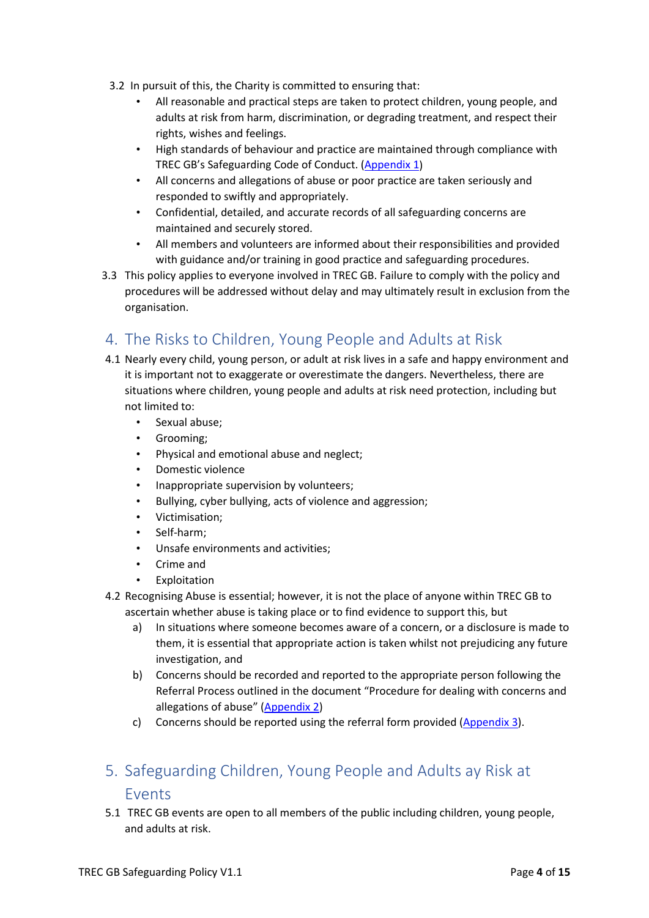3.2 In pursuit of this, the Charity is committed to ensuring that:

- All reasonable and practical steps are taken to protect children, young people, and adults at risk from harm, discrimination, or degrading treatment, and respect their rights, wishes and feelings.
- High standards of behaviour and practice are maintained through compliance with TREC GB's Safeguarding Code of Conduct. (Appendix 1)
- All concerns and allegations of abuse or poor practice are taken seriously and responded to swiftly and appropriately.
- Confidential, detailed, and accurate records of all safeguarding concerns are maintained and securely stored.
- All members and volunteers are informed about their responsibilities and provided with guidance and/or training in good practice and safeguarding procedures.

3.3 This policy applies to everyone involved in TREC GB. Failure to comply with the policy and procedures will be addressed without delay and may ultimately result in exclusion from the organisation.

## 4. The Risks to Children, Young People and Adults at Risk

4.1 Nearly every child, young person, or adult at risk lives in a safe and happy environment and it is important not to exaggerate or overestimate the dangers. Nevertheless, there are situations where children, young people and adults at risk need protection, including but not limited to:

- Sexual abuse;
- Grooming;
- Physical and emotional abuse and neglect;
- Domestic violence
- Inappropriate supervision by volunteers;
- Bullying, cyber bullying, acts of violence and aggression;
- Victimisation;
- Self-harm;
- Unsafe environments and activities;
- Crime and
- Exploitation

4.2 Recognising Abuse is essential; however, it is not the place of anyone within TREC GB to ascertain whether abuse is taking place or to find evidence to support this, but

a) In situations where someone becomes aware of a concern, or a disclosure is made to them, it is essential that appropriate action is taken whilst not prejudicing any future investigation, and

b) Concerns should be recorded and reported to the appropriate person following the Referral Process outlined in the document "Procedure for dealing with concerns and allegations of abuse" (Appendix 2)

c) Concerns should be reported using the referral form provided (Appendix 3).

## 5. Safeguarding Children, Young People and Adults ay Risk at Events

5.1 TREC GB events are open to all members of the public including children, young people, and adults at risk.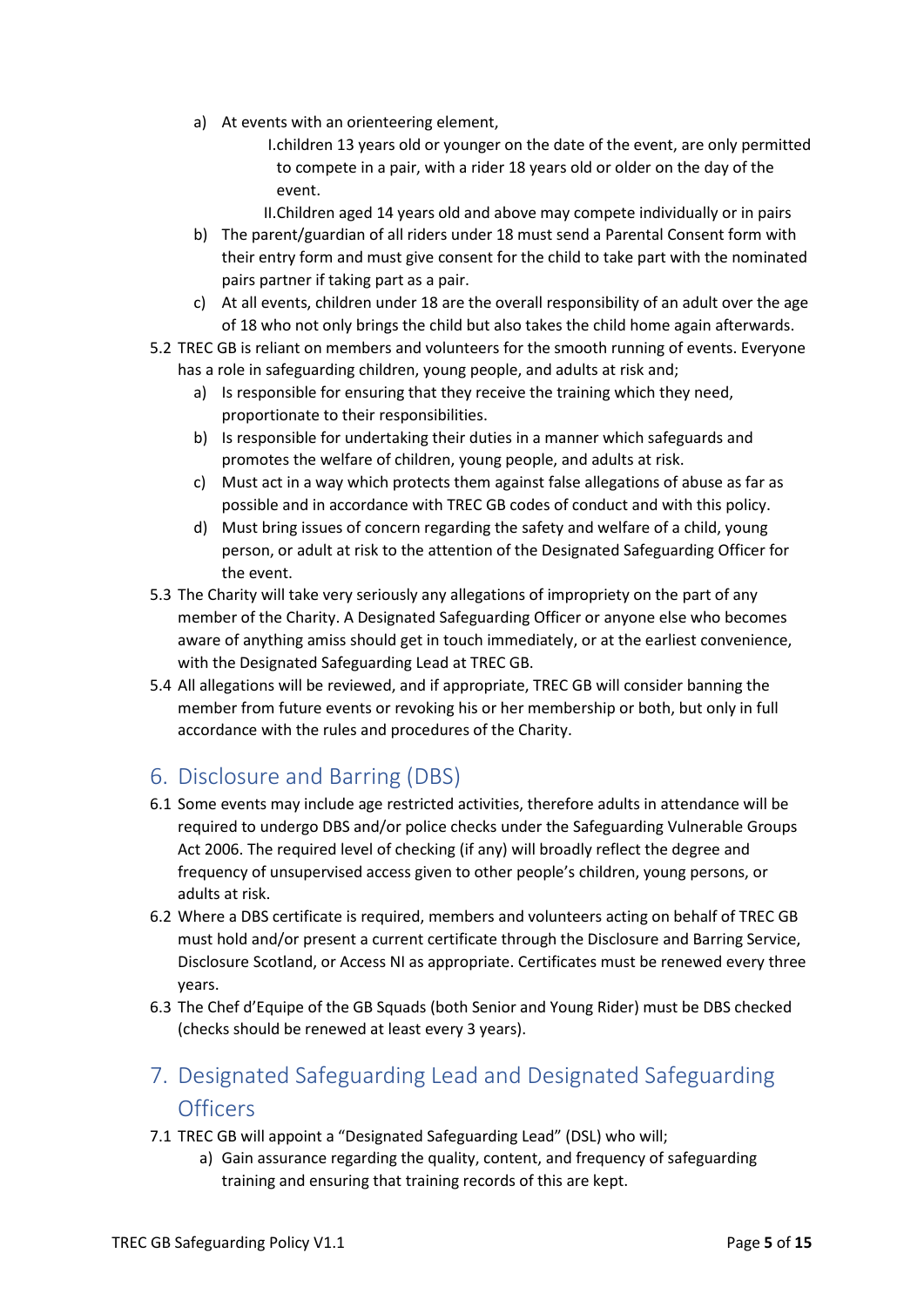a) At events with an orienteering element,
   I. children 13 years old or younger on the date of the event, are only permitted to compete in a pair, with a rider 18 years old or older on the day of the event.
   II. Children aged 14 years old and above may compete individually or in pairs
b) The parent/guardian of all riders under 18 must send a Parental Consent form with their entry form and must give consent for the child to take part with the nominated pairs partner if taking part as a pair.
c) At all events, children under 18 are the overall responsibility of an adult over the age of 18 who not only brings the child but also takes the child home again afterwards.

5.2 TREC GB is reliant on members and volunteers for the smooth running of events. Everyone has a role in safeguarding children, young people, and adults at risk and;

a) Is responsible for ensuring that they receive the training which they need, proportionate to their responsibilities.
b) Is responsible for undertaking their duties in a manner which safeguards and promotes the welfare of children, young people, and adults at risk.
c) Must act in a way which protects them against false allegations of abuse as far as possible and in accordance with TREC GB codes of conduct and with this policy.
d) Must bring issues of concern regarding the safety and welfare of a child, young person, or adult at risk to the attention of the Designated Safeguarding Officer for the event.

5.3 The Charity will take very seriously any allegations of impropriety on the part of any member of the Charity. A Designated Safeguarding Officer or anyone else who becomes aware of anything amiss should get in touch immediately, or at the earliest convenience, with the Designated Safeguarding Lead at TREC GB.

5.4 All allegations will be reviewed, and if appropriate, TREC GB will consider banning the member from future events or revoking his or her membership or both, but only in full accordance with the rules and procedures of the Charity.

## 6. Disclosure and Barring (DBS)

6.1 Some events may include age restricted activities, therefore adults in attendance will be required to undergo DBS and/or police checks under the Safeguarding Vulnerable Groups Act 2006. The required level of checking (if any) will broadly reflect the degree and frequency of unsupervised access given to other people's children, young persons, or adults at risk.

6.2 Where a DBS certificate is required, members and volunteers acting on behalf of TREC GB must hold and/or present a current certificate through the Disclosure and Barring Service, Disclosure Scotland, or Access NI as appropriate. Certificates must be renewed every three years.

6.3 The Chef d'Equipe of the GB Squads (both Senior and Young Rider) must be DBS checked (checks should be renewed at least every 3 years).

## 7. Designated Safeguarding Lead and Designated Safeguarding Officers

7.1 TREC GB will appoint a "Designated Safeguarding Lead" (DSL) who will;

a) Gain assurance regarding the quality, content, and frequency of safeguarding training and ensuring that training records of this are kept.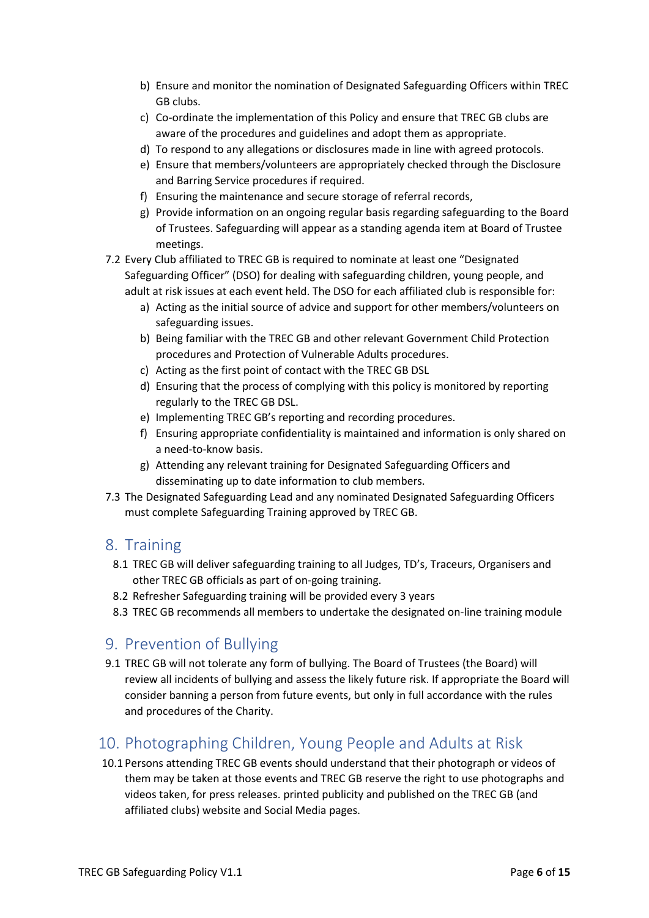b) Ensure and monitor the nomination of Designated Safeguarding Officers within TREC GB clubs.
c) Co-ordinate the implementation of this Policy and ensure that TREC GB clubs are aware of the procedures and guidelines and adopt them as appropriate.
d) To respond to any allegations or disclosures made in line with agreed protocols.
e) Ensure that members/volunteers are appropriately checked through the Disclosure and Barring Service procedures if required.
f) Ensuring the maintenance and secure storage of referral records,
g) Provide information on an ongoing regular basis regarding safeguarding to the Board of Trustees. Safeguarding will appear as a standing agenda item at Board of Trustee meetings.

7.2 Every Club affiliated to TREC GB is required to nominate at least one "Designated Safeguarding Officer" (DSO) for dealing with safeguarding children, young people, and adult at risk issues at each event held. The DSO for each affiliated club is responsible for:

a) Acting as the initial source of advice and support for other members/volunteers on safeguarding issues.
b) Being familiar with the TREC GB and other relevant Government Child Protection procedures and Protection of Vulnerable Adults procedures.
c) Acting as the first point of contact with the TREC GB DSL
d) Ensuring that the process of complying with this policy is monitored by reporting regularly to the TREC GB DSL.
e) Implementing TREC GB's reporting and recording procedures.
f) Ensuring appropriate confidentiality is maintained and information is only shared on a need-to-know basis.
g) Attending any relevant training for Designated Safeguarding Officers and disseminating up to date information to club members.

7.3 The Designated Safeguarding Lead and any nominated Designated Safeguarding Officers must complete Safeguarding Training approved by TREC GB.

## 8. Training

8.1 TREC GB will deliver safeguarding training to all Judges, TD's, Traceurs, Organisers and other TREC GB officials as part of on-going training.

8.2 Refresher Safeguarding training will be provided every 3 years

8.3 TREC GB recommends all members to undertake the designated on-line training module

## 9. Prevention of Bullying

9.1 TREC GB will not tolerate any form of bullying. The Board of Trustees (the Board) will review all incidents of bullying and assess the likely future risk. If appropriate the Board will consider banning a person from future events, but only in full accordance with the rules and procedures of the Charity.

## 10. Photographing Children, Young People and Adults at Risk

10.1 Persons attending TREC GB events should understand that their photograph or videos of them may be taken at those events and TREC GB reserve the right to use photographs and videos taken, for press releases. printed publicity and published on the TREC GB (and affiliated clubs) website and Social Media pages.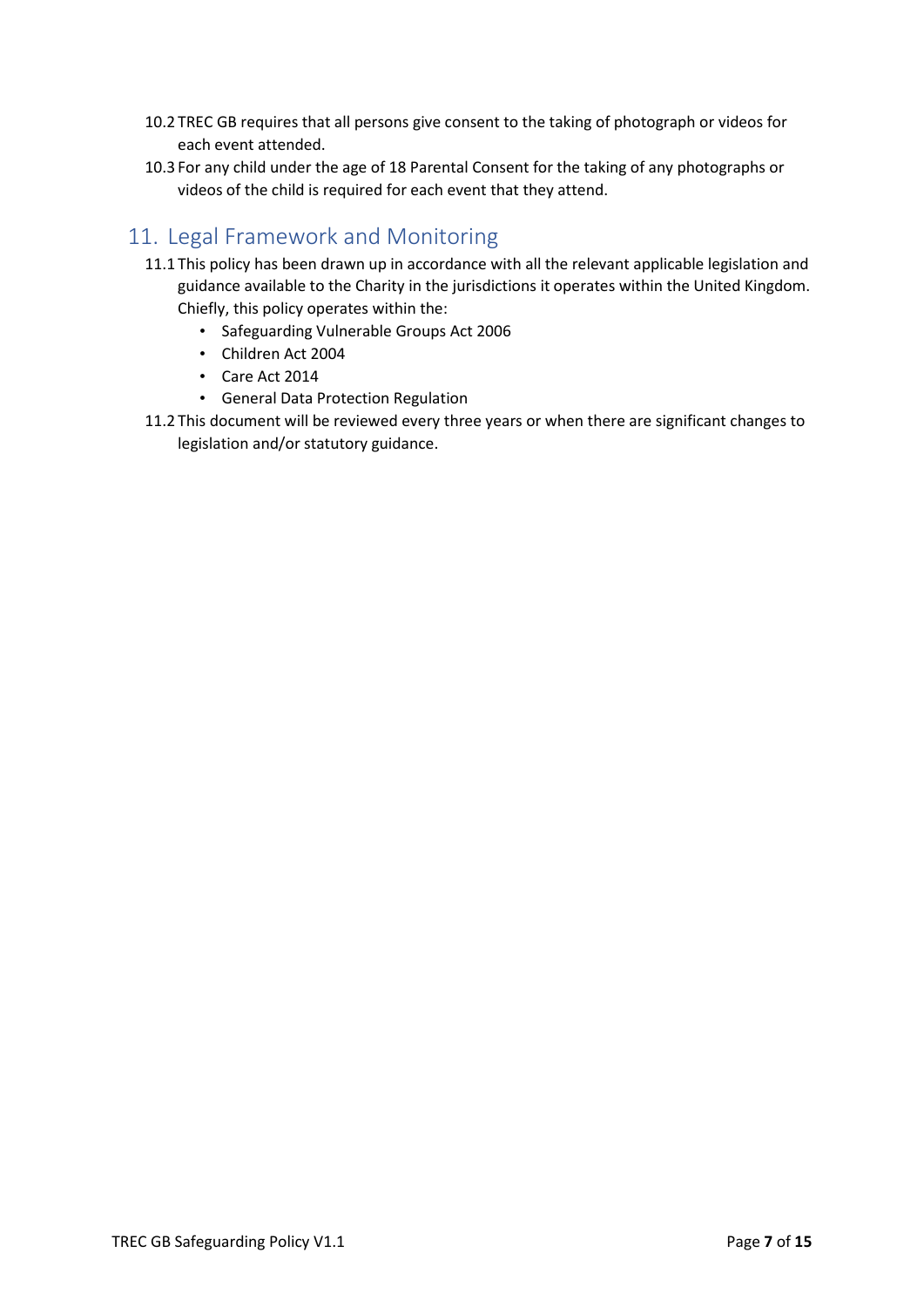10.2 TREC GB requires that all persons give consent to the taking of photograph or videos for each event attended.

10.3 For any child under the age of 18 Parental Consent for the taking of any photographs or videos of the child is required for each event that they attend.

## 11. Legal Framework and Monitoring

11.1 This policy has been drawn up in accordance with all the relevant applicable legislation and guidance available to the Charity in the jurisdictions it operates within the United Kingdom. Chiefly, this policy operates within the:

- Safeguarding Vulnerable Groups Act 2006
- Children Act 2004
- Care Act 2014
- General Data Protection Regulation

11.2 This document will be reviewed every three years or when there are significant changes to legislation and/or statutory guidance.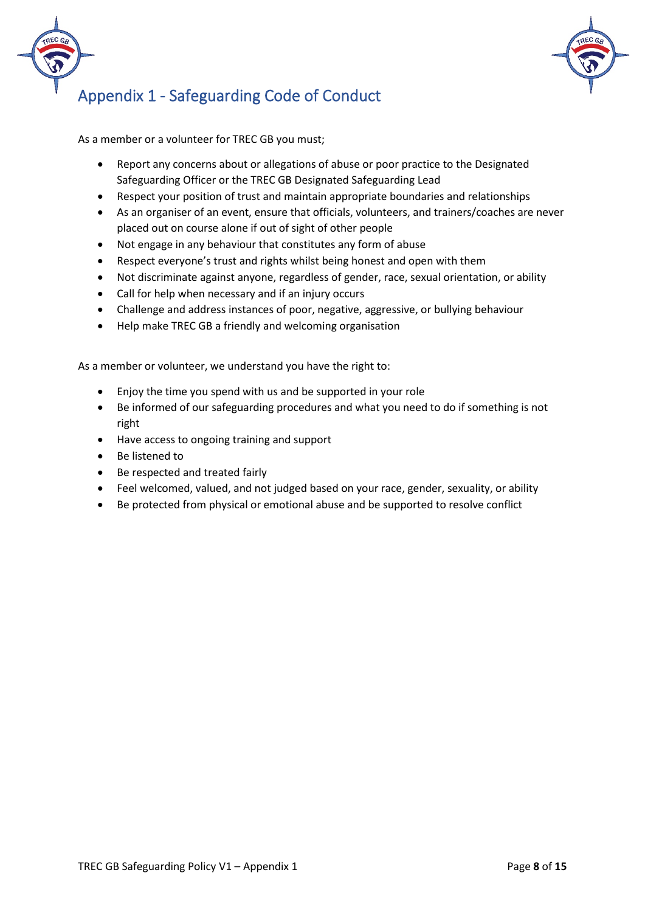# Appendix 1 - Safeguarding Code of Conduct

As a member or a volunteer for TREC GB you must;

- Report any concerns about or allegations of abuse or poor practice to the Designated Safeguarding Officer or the TREC GB Designated Safeguarding Lead
- Respect your position of trust and maintain appropriate boundaries and relationships
- As an organiser of an event, ensure that officials, volunteers, and trainers/coaches are never placed out on course alone if out of sight of other people
- Not engage in any behaviour that constitutes any form of abuse
- Respect everyone's trust and rights whilst being honest and open with them
- Not discriminate against anyone, regardless of gender, race, sexual orientation, or ability
- Call for help when necessary and if an injury occurs
- Challenge and address instances of poor, negative, aggressive, or bullying behaviour
- Help make TREC GB a friendly and welcoming organisation

As a member or volunteer, we understand you have the right to:

- Enjoy the time you spend with us and be supported in your role
- Be informed of our safeguarding procedures and what you need to do if something is not right
- Have access to ongoing training and support
- Be listened to
- Be respected and treated fairly
- Feel welcomed, valued, and not judged based on your race, gender, sexuality, or ability
- Be protected from physical or emotional abuse and be supported to resolve conflict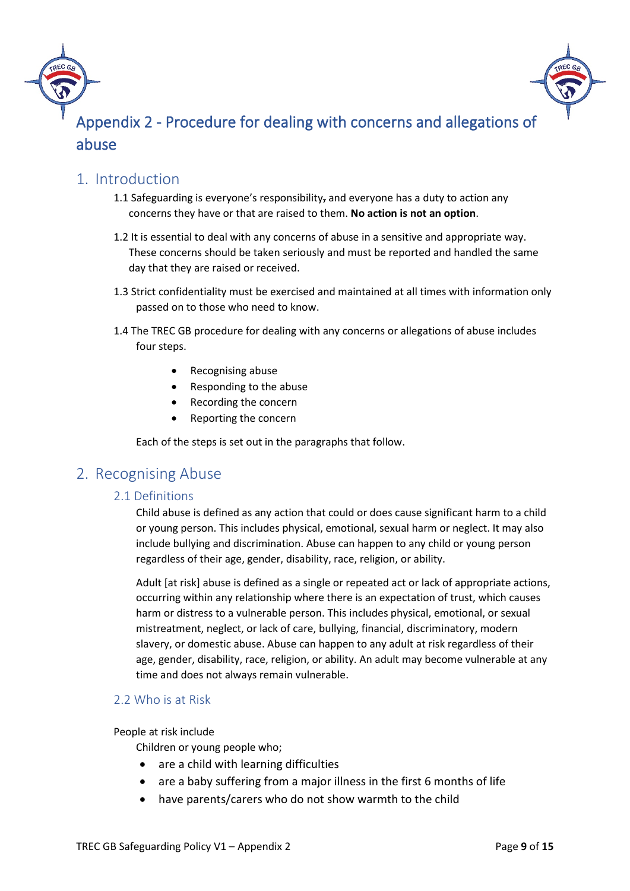# Appendix 2 - Procedure for dealing with concerns and allegations of abuse

## 1. Introduction

1.1 Safeguarding is everyone's responsibility, and everyone has a duty to action any concerns they have or that are raised to them. **No action is not an option**.

1.2 It is essential to deal with any concerns of abuse in a sensitive and appropriate way. These concerns should be taken seriously and must be reported and handled the same day that they are raised or received.

1.3 Strict confidentiality must be exercised and maintained at all times with information only passed on to those who need to know.

1.4 The TREC GB procedure for dealing with any concerns or allegations of abuse includes four steps.

- Recognising abuse
- Responding to the abuse
- Recording the concern
- Reporting the concern

Each of the steps is set out in the paragraphs that follow.

## 2. Recognising Abuse

### 2.1 Definitions

Child abuse is defined as any action that could or does cause significant harm to a child or young person. This includes physical, emotional, sexual harm or neglect. It may also include bullying and discrimination. Abuse can happen to any child or young person regardless of their age, gender, disability, race, religion, or ability.

Adult [at risk] abuse is defined as a single or repeated act or lack of appropriate actions, occurring within any relationship where there is an expectation of trust, which causes harm or distress to a vulnerable person. This includes physical, emotional, or sexual mistreatment, neglect, or lack of care, bullying, financial, discriminatory, modern slavery, or domestic abuse. Abuse can happen to any adult at risk regardless of their age, gender, disability, race, religion, or ability. An adult may become vulnerable at any time and does not always remain vulnerable.

### 2.2 Who is at Risk

People at risk include

Children or young people who;

- are a child with learning difficulties
- are a baby suffering from a major illness in the first 6 months of life
- have parents/carers who do not show warmth to the child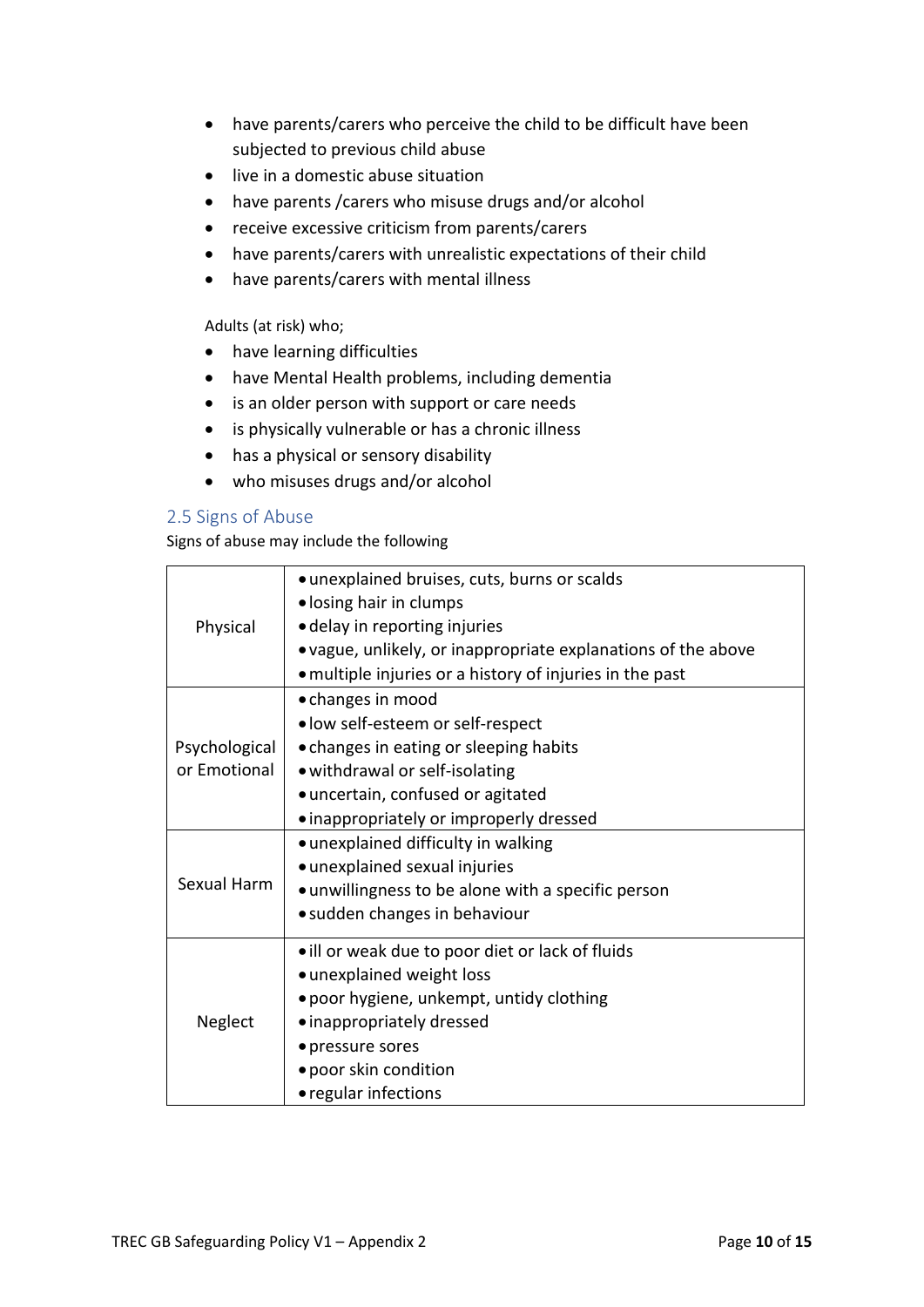- have parents/carers who perceive the child to be difficult have been subjected to previous child abuse
- live in a domestic abuse situation
- have parents /carers who misuse drugs and/or alcohol
- receive excessive criticism from parents/carers
- have parents/carers with unrealistic expectations of their child
- have parents/carers with mental illness

Adults (at risk) who;

- have learning difficulties
- have Mental Health problems, including dementia
- is an older person with support or care needs
- is physically vulnerable or has a chronic illness
- has a physical or sensory disability
- who misuses drugs and/or alcohol

## 2.5 Signs of Abuse

Signs of abuse may include the following

| | |
|---|---|
| Physical | • unexplained bruises, cuts, burns or scalds<br>• losing hair in clumps<br>• delay in reporting injuries<br>• vague, unlikely, or inappropriate explanations of the above<br>• multiple injuries or a history of injuries in the past |
| Psychological or Emotional | • changes in mood<br>• low self-esteem or self-respect<br>• changes in eating or sleeping habits<br>• withdrawal or self-isolating<br>• uncertain, confused or agitated<br>• inappropriately or improperly dressed |
| Sexual Harm | • unexplained difficulty in walking<br>• unexplained sexual injuries<br>• unwillingness to be alone with a specific person<br>• sudden changes in behaviour |
| Neglect | • ill or weak due to poor diet or lack of fluids<br>• unexplained weight loss<br>• poor hygiene, unkempt, untidy clothing<br>• inappropriately dressed<br>• pressure sores<br>• poor skin condition<br>• regular infections |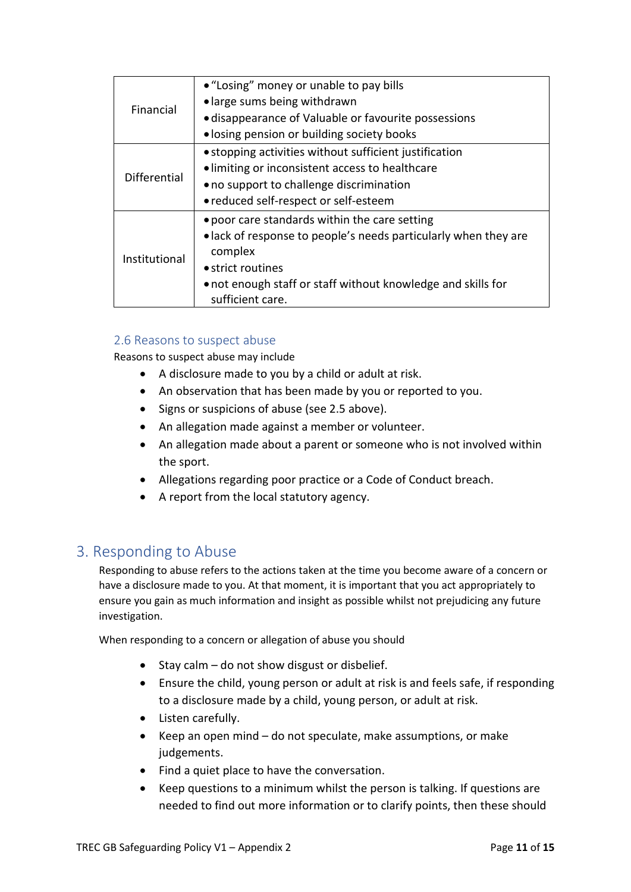| | |
|---|---|
| Financial | • "Losing" money or unable to pay bills<br>• large sums being withdrawn<br>• disappearance of Valuable or favourite possessions<br>• losing pension or building society books |
| Differential | • stopping activities without sufficient justification<br>• limiting or inconsistent access to healthcare<br>• no support to challenge discrimination<br>• reduced self-respect or self-esteem |
| Institutional | • poor care standards within the care setting<br>• lack of response to people's needs particularly when they are complex<br>• strict routines<br>• not enough staff or staff without knowledge and skills for sufficient care. |

### 2.6 Reasons to suspect abuse

Reasons to suspect abuse may include

- A disclosure made to you by a child or adult at risk.
- An observation that has been made by you or reported to you.
- Signs or suspicions of abuse (see 2.5 above).
- An allegation made against a member or volunteer.
- An allegation made about a parent or someone who is not involved within the sport.
- Allegations regarding poor practice or a Code of Conduct breach.
- A report from the local statutory agency.

## 3. Responding to Abuse

Responding to abuse refers to the actions taken at the time you become aware of a concern or have a disclosure made to you. At that moment, it is important that you act appropriately to ensure you gain as much information and insight as possible whilst not prejudicing any future investigation.

When responding to a concern or allegation of abuse you should

- Stay calm – do not show disgust or disbelief.
- Ensure the child, young person or adult at risk is and feels safe, if responding to a disclosure made by a child, young person, or adult at risk.
- Listen carefully.
- Keep an open mind – do not speculate, make assumptions, or make judgements.
- Find a quiet place to have the conversation.
- Keep questions to a minimum whilst the person is talking. If questions are needed to find out more information or to clarify points, then these should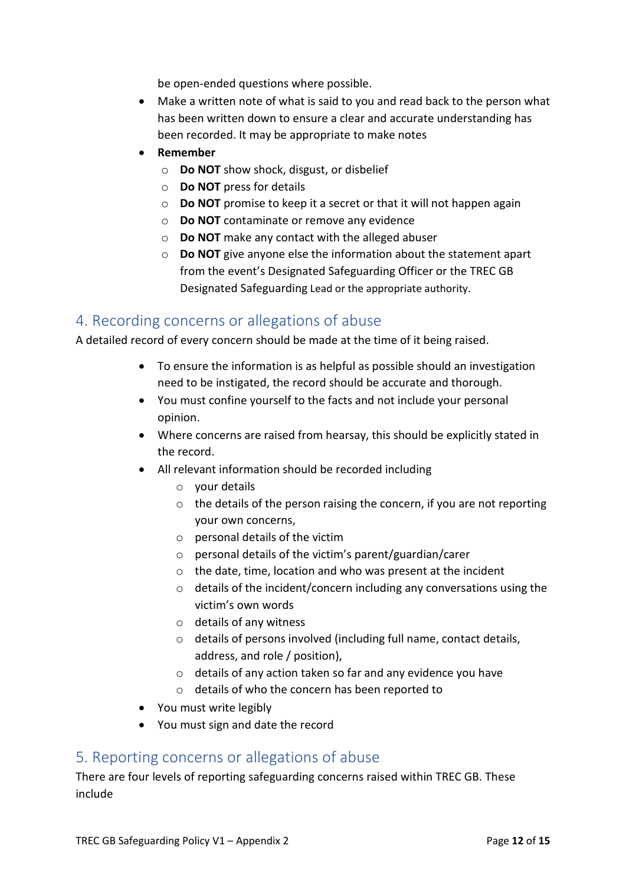be open-ended questions where possible.

- Make a written note of what is said to you and read back to the person what has been written down to ensure a clear and accurate understanding has been recorded. It may be appropriate to make notes
- **Remember**
  - **Do NOT** show shock, disgust, or disbelief
  - **Do NOT** press for details
  - **Do NOT** promise to keep it a secret or that it will not happen again
  - **Do NOT** contaminate or remove any evidence
  - **Do NOT** make any contact with the alleged abuser
  - **Do NOT** give anyone else the information about the statement apart from the event's Designated Safeguarding Officer or the TREC GB Designated Safeguarding Lead or the appropriate authority.

## 4. Recording concerns or allegations of abuse

A detailed record of every concern should be made at the time of it being raised.

- To ensure the information is as helpful as possible should an investigation need to be instigated, the record should be accurate and thorough.
- You must confine yourself to the facts and not include your personal opinion.
- Where concerns are raised from hearsay, this should be explicitly stated in the record.
- All relevant information should be recorded including
  - your details
  - the details of the person raising the concern, if you are not reporting your own concerns,
  - personal details of the victim
  - personal details of the victim's parent/guardian/carer
  - the date, time, location and who was present at the incident
  - details of the incident/concern including any conversations using the victim's own words
  - details of any witness
  - details of persons involved (including full name, contact details, address, and role / position),
  - details of any action taken so far and any evidence you have
  - details of who the concern has been reported to
- You must write legibly
- You must sign and date the record

## 5. Reporting concerns or allegations of abuse

There are four levels of reporting safeguarding concerns raised within TREC GB. These include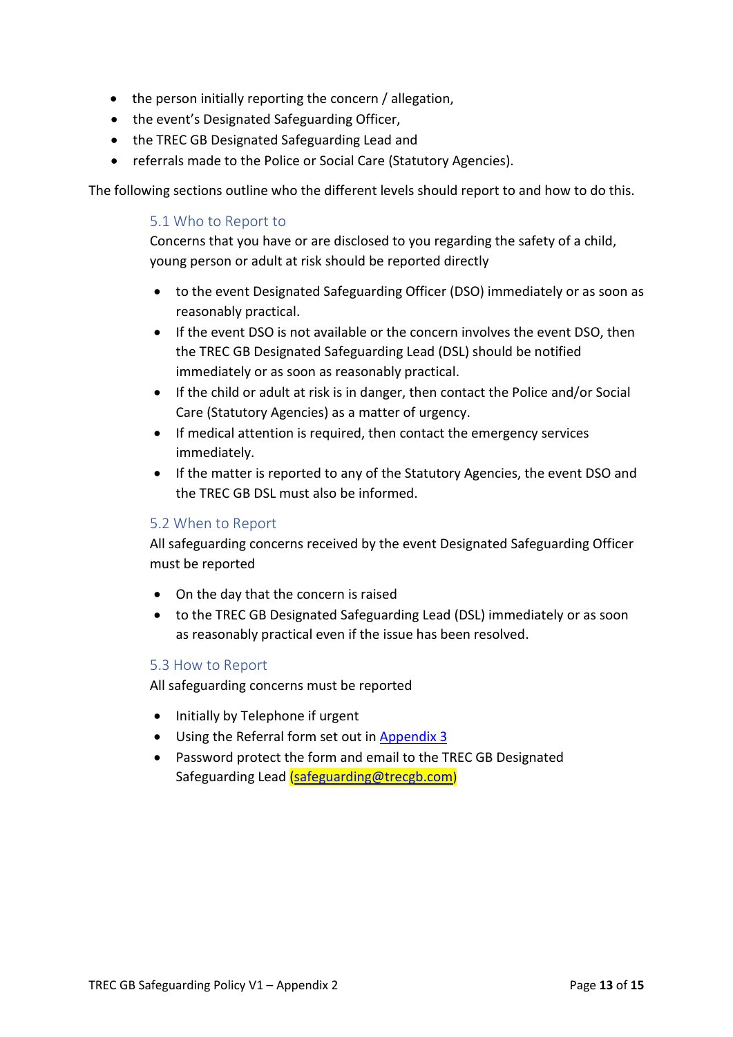- the person initially reporting the concern / allegation,
- the event's Designated Safeguarding Officer,
- the TREC GB Designated Safeguarding Lead and
- referrals made to the Police or Social Care (Statutory Agencies).

The following sections outline who the different levels should report to and how to do this.

### 5.1 Who to Report to

Concerns that you have or are disclosed to you regarding the safety of a child, young person or adult at risk should be reported directly

- to the event Designated Safeguarding Officer (DSO) immediately or as soon as reasonably practical.
- If the event DSO is not available or the concern involves the event DSO, then the TREC GB Designated Safeguarding Lead (DSL) should be notified immediately or as soon as reasonably practical.
- If the child or adult at risk is in danger, then contact the Police and/or Social Care (Statutory Agencies) as a matter of urgency.
- If medical attention is required, then contact the emergency services immediately.
- If the matter is reported to any of the Statutory Agencies, the event DSO and the TREC GB DSL must also be informed.

### 5.2 When to Report

All safeguarding concerns received by the event Designated Safeguarding Officer must be reported

- On the day that the concern is raised
- to the TREC GB Designated Safeguarding Lead (DSL) immediately or as soon as reasonably practical even if the issue has been resolved.

### 5.3 How to Report

All safeguarding concerns must be reported

- Initially by Telephone if urgent
- Using the Referral form set out in Appendix 3
- Password protect the form and email to the TREC GB Designated Safeguarding Lead (safeguarding@trecgb.com)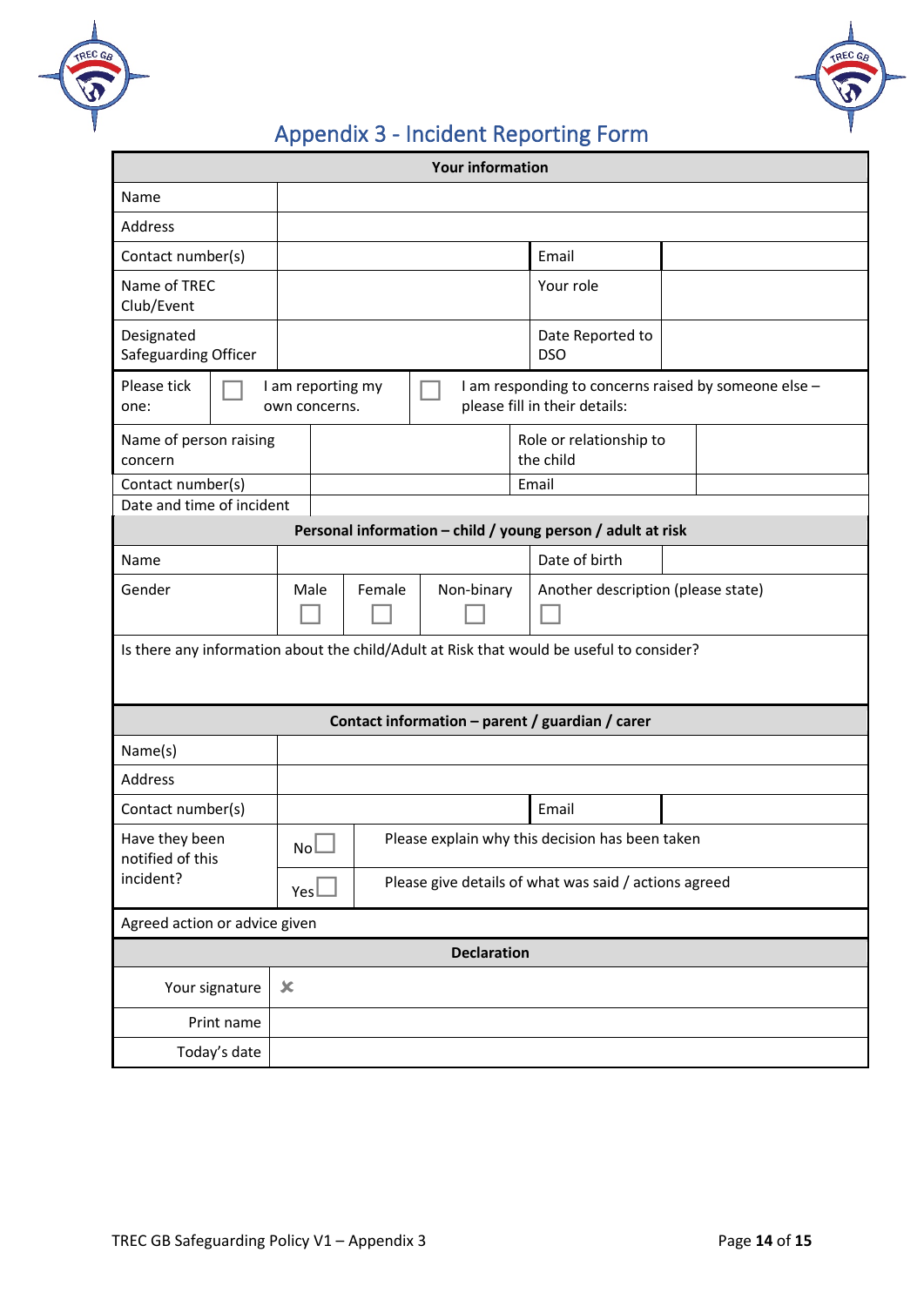## Appendix 3 - Incident Reporting Form

| **Your information** | | | |
|---|---|---|---|
| Name | | | |
| Address | | | |
| Contact number(s) | | Email | |
| Name of TREC Club/Event | | Your role | |
| Designated Safeguarding Officer | | Date Reported to DSO | |
| Please tick one: | ☐ I am reporting my own concerns. | ☐ I am responding to concerns raised by someone else – please fill in their details: | |
| Name of person raising concern | | Role or relationship to the child | |
| Contact number(s) | | Email | |
| Date and time of incident | | | |

| **Personal information – child / young person / adult at risk** | | | | | |
|---|---|---|---|---|---|
| Name | | | | Date of birth | |
| Gender | Male ☐ | Female ☐ | Non-binary ☐ | Another description (please state) ☐ | |
| Is there any information about the child/Adult at Risk that would be useful to consider? | | | | | |

| **Contact information – parent / guardian / carer** | | | |
|---|---|---|---|
| Name(s) | | | |
| Address | | | |
| Contact number(s) | | Email | |
| Have they been notified of this incident? | No ☐ | Please explain why this decision has been taken | |
| | Yes ☐ | Please give details of what was said / actions agreed | |
| Agreed action or advice given | | | |

| **Declaration** | |
|---|---|
| Your signature | ✗ |
| Print name | |
| Today's date | |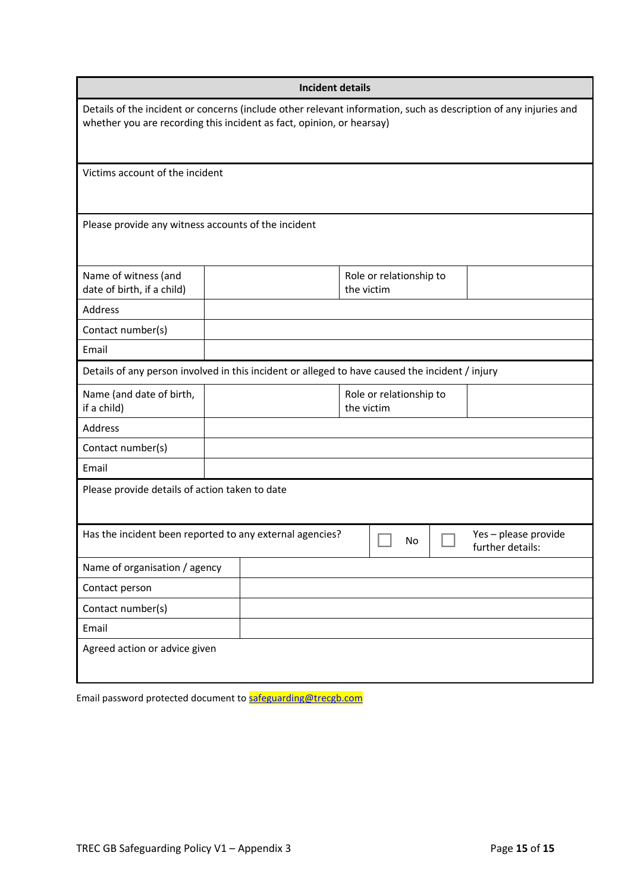| Incident details | | | |
|---|---|---|---|
| Details of the incident or concerns (include other relevant information, such as description of any injuries and whether you are recording this incident as fact, opinion, or hearsay) | | | |
| Victims account of the incident | | | |
| Please provide any witness accounts of the incident | | | |
| Name of witness (and date of birth, if a child) | | Role or relationship to the victim | |
| Address | | | |
| Contact number(s) | | | |
| Email | | | |
| Details of any person involved in this incident or alleged to have caused the incident / injury | | | |
| Name (and date of birth, if a child) | | Role or relationship to the victim | |
| Address | | | |
| Contact number(s) | | | |
| Email | | | |
| Please provide details of action taken to date | | | |

| Has the incident been reported to any external agencies? | ☐ No | ☐ Yes – please provide further details: |
|---|---|---|
| Name of organisation / agency | | |
| Contact person | | |
| Contact number(s) | | |
| Email | | |
| Agreed action or advice given | | |

Email password protected document to safeguarding@trecgb.com

TREC GB Safeguarding Policy V1 – Appendix 3